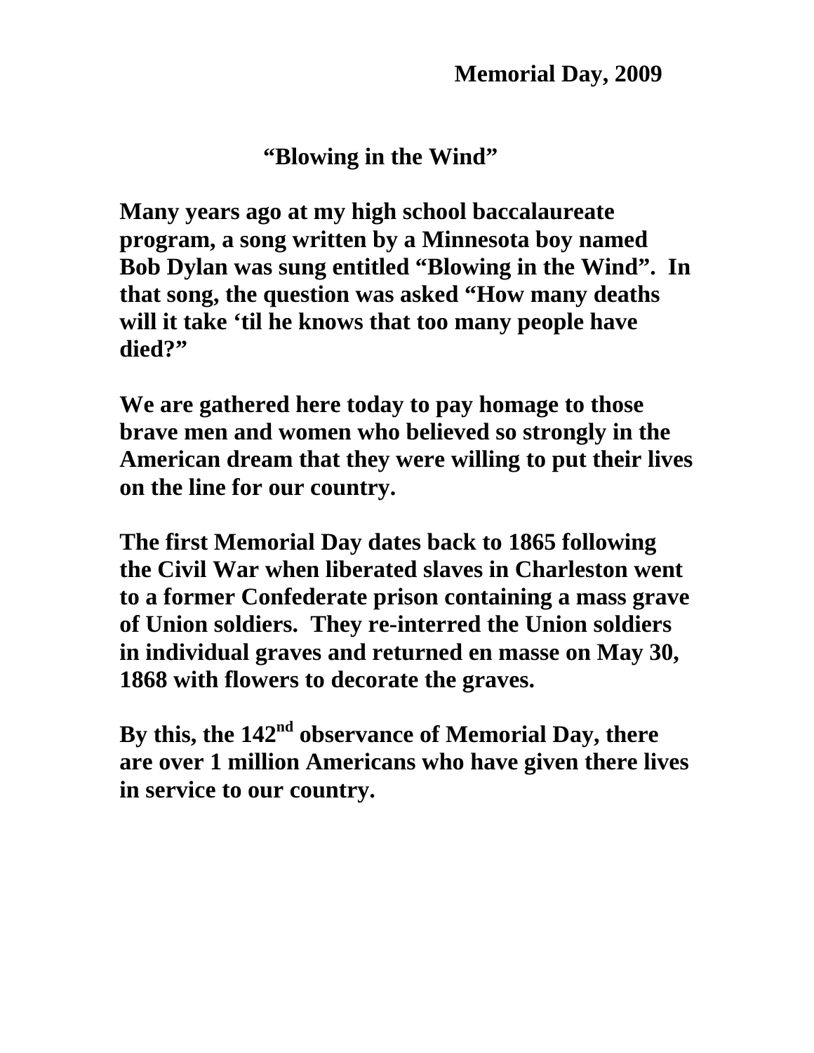**Memorial Day, 2009**

## "Blowing in the Wind"

**Many years ago at my high school baccalaureate program, a song written by a Minnesota boy named Bob Dylan was sung entitled "Blowing in the Wind". In that song, the question was asked "How many deaths will it take 'til he knows that too many people have died?"**

**We are gathered here today to pay homage to those brave men and women who believed so strongly in the American dream that they were willing to put their lives on the line for our country.**

**The first Memorial Day dates back to 1865 following the Civil War when liberated slaves in Charleston went to a former Confederate prison containing a mass grave of Union soldiers. They re-interred the Union soldiers in individual graves and returned en masse on May 30, 1868 with flowers to decorate the graves.**

**By this, the 142nd observance of Memorial Day, there are over 1 million Americans who have given there lives in service to our country.**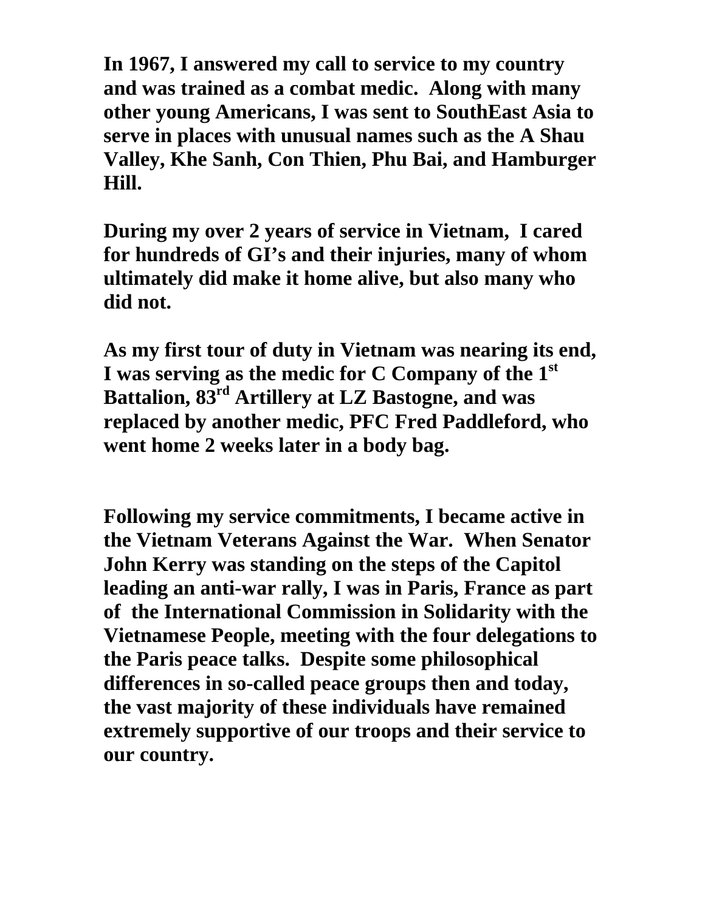**In 1967, I answered my call to service to my country and was trained as a combat medic. Along with many other young Americans, I was sent to SouthEast Asia to serve in places with unusual names such as the A Shau Valley, Khe Sanh, Con Thien, Phu Bai, and Hamburger Hill.**

**During my over 2 years of service in Vietnam, I cared for hundreds of GI's and their injuries, many of whom ultimately did make it home alive, but also many who did not.**

**As my first tour of duty in Vietnam was nearing its end, I was serving as the medic for C Company of the 1st Battalion, 83rd Artillery at LZ Bastogne, and was replaced by another medic, PFC Fred Paddleford, who went home 2 weeks later in a body bag.**

**Following my service commitments, I became active in the Vietnam Veterans Against the War. When Senator John Kerry was standing on the steps of the Capitol leading an anti-war rally, I was in Paris, France as part of the International Commission in Solidarity with the Vietnamese People, meeting with the four delegations to the Paris peace talks. Despite some philosophical differences in so-called peace groups then and today, the vast majority of these individuals have remained extremely supportive of our troops and their service to our country.**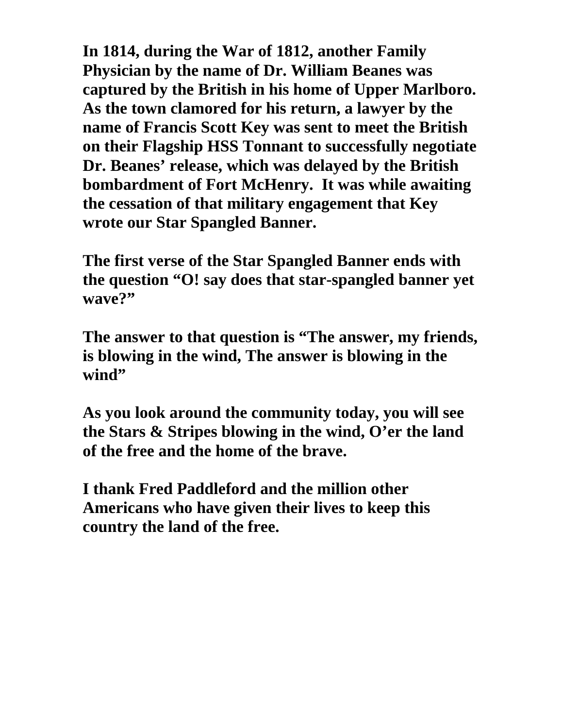**In 1814, during the War of 1812, another Family Physician by the name of Dr. William Beanes was captured by the British in his home of Upper Marlboro. As the town clamored for his return, a lawyer by the name of Francis Scott Key was sent to meet the British on their Flagship HSS Tonnant to successfully negotiate Dr. Beanes' release, which was delayed by the British bombardment of Fort McHenry. It was while awaiting the cessation of that military engagement that Key wrote our Star Spangled Banner.**

**The first verse of the Star Spangled Banner ends with the question "O! say does that star-spangled banner yet wave?"**

**The answer to that question is "The answer, my friends, is blowing in the wind, The answer is blowing in the wind"**

**As you look around the community today, you will see the Stars & Stripes blowing in the wind, O'er the land of the free and the home of the brave.**

**I thank Fred Paddleford and the million other Americans who have given their lives to keep this country the land of the free.**